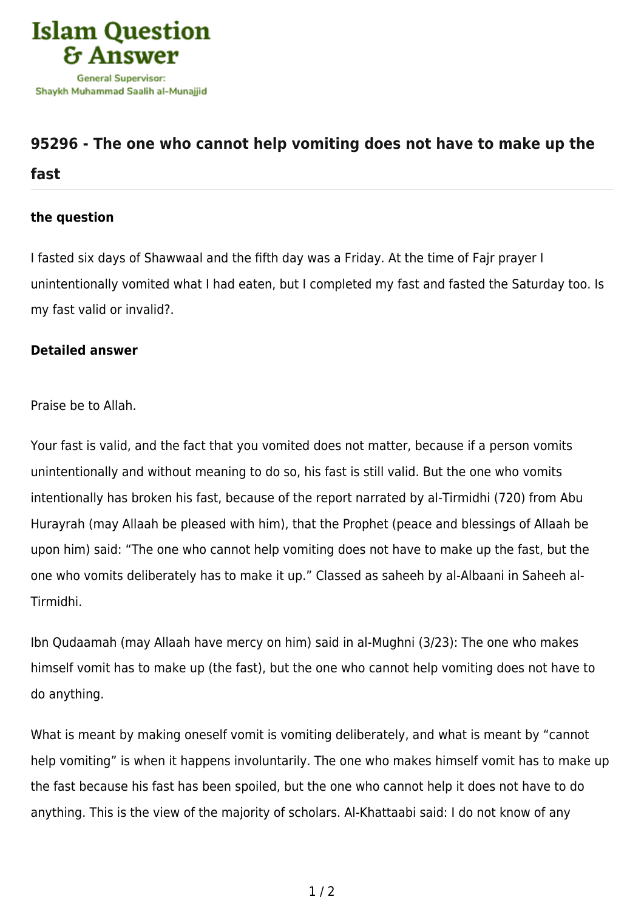Islam Question & Answer

General Supervisor:
Shaykh Muhammad Saalih al-Munajjid

## 95296 - The one who cannot help vomiting does not have to make up the fast

### the question

I fasted six days of Shawwaal and the fifth day was a Friday. At the time of Fajr prayer I unintentionally vomited what I had eaten, but I completed my fast and fasted the Saturday too. Is my fast valid or invalid?.

### Detailed answer

Praise be to Allah.

Your fast is valid, and the fact that you vomited does not matter, because if a person vomits unintentionally and without meaning to do so, his fast is still valid. But the one who vomits intentionally has broken his fast, because of the report narrated by al-Tirmidhi (720) from Abu Hurayrah (may Allaah be pleased with him), that the Prophet (peace and blessings of Allaah be upon him) said: "The one who cannot help vomiting does not have to make up the fast, but the one who vomits deliberately has to make it up." Classed as saheeh by al-Albaani in Saheeh al-Tirmidhi.

Ibn Qudaamah (may Allaah have mercy on him) said in al-Mughni (3/23): The one who makes himself vomit has to make up (the fast), but the one who cannot help vomiting does not have to do anything.

What is meant by making oneself vomit is vomiting deliberately, and what is meant by "cannot help vomiting" is when it happens involuntarily. The one who makes himself vomit has to make up the fast because his fast has been spoiled, but the one who cannot help it does not have to do anything. This is the view of the majority of scholars. Al-Khattaabi said: I do not know of any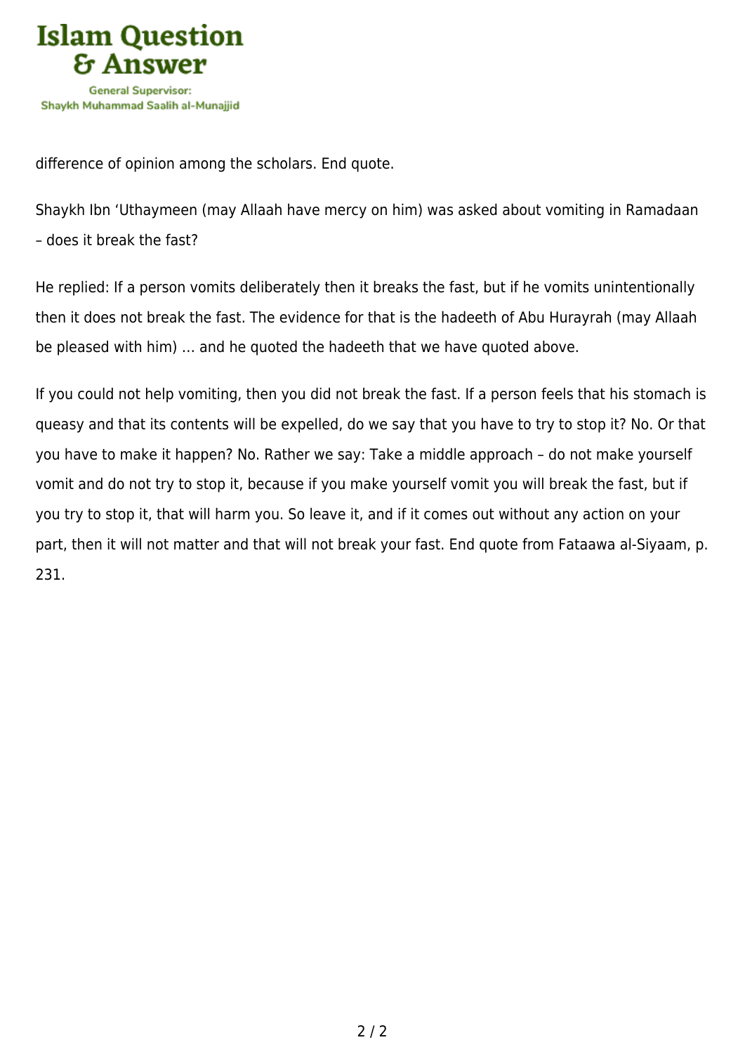difference of opinion among the scholars. End quote.

Shaykh Ibn ‘Uthaymeen (may Allaah have mercy on him) was asked about vomiting in Ramadaan – does it break the fast?

He replied: If a person vomits deliberately then it breaks the fast, but if he vomits unintentionally then it does not break the fast. The evidence for that is the hadeeth of Abu Hurayrah (may Allaah be pleased with him) … and he quoted the hadeeth that we have quoted above.

If you could not help vomiting, then you did not break the fast. If a person feels that his stomach is queasy and that its contents will be expelled, do we say that you have to try to stop it? No. Or that you have to make it happen? No. Rather we say: Take a middle approach – do not make yourself vomit and do not try to stop it, because if you make yourself vomit you will break the fast, but if you try to stop it, that will harm you. So leave it, and if it comes out without any action on your part, then it will not matter and that will not break your fast. End quote from Fataawa al-Siyaam, p. 231.